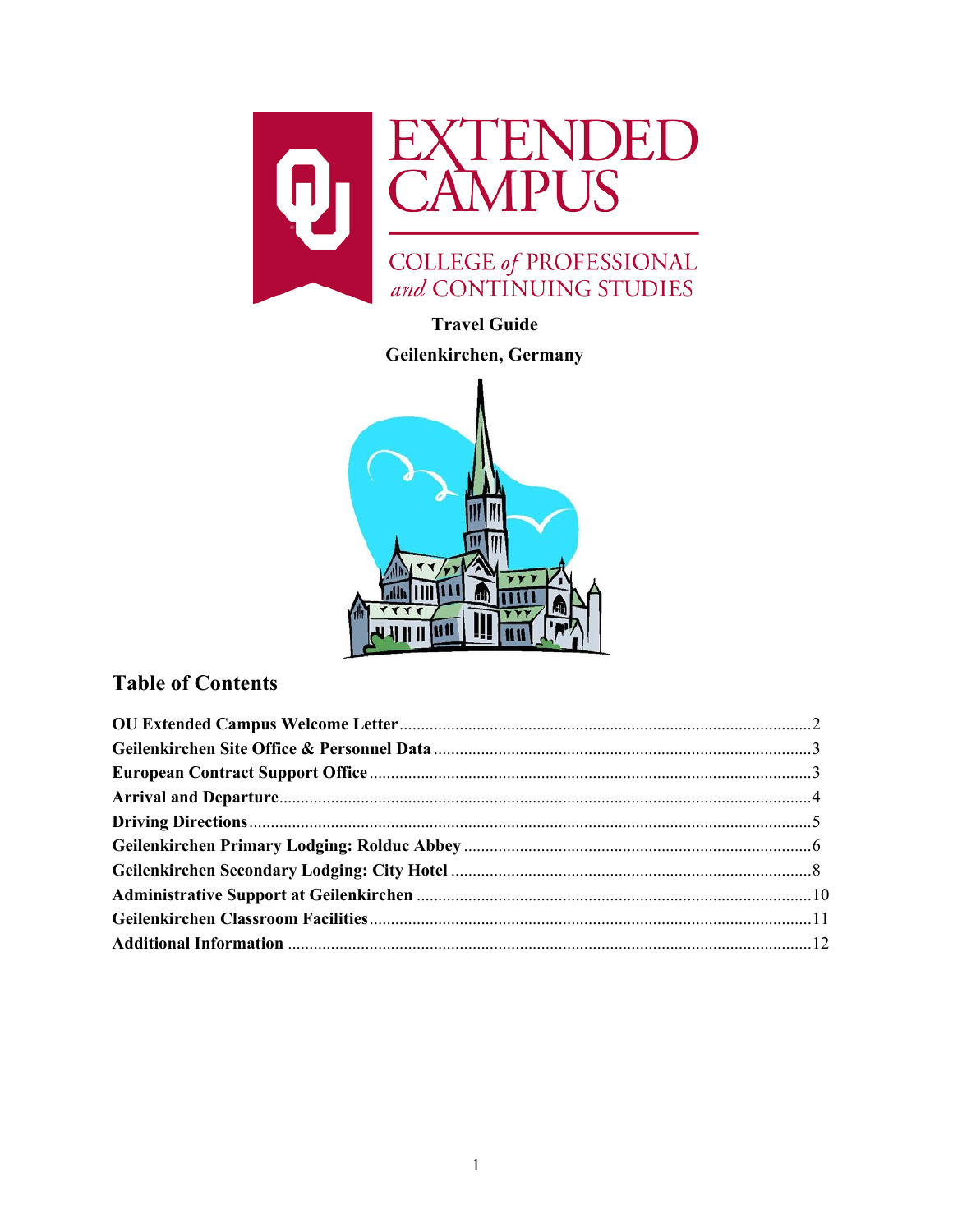# EXTENDED CAMPUS

COLLEGE *of* PROFESSIONAL *and* CONTINUING STUDIES

**Travel Guide**

**Geilenkirchen, Germany**

## Table of Contents

**OU Extended Campus Welcome Letter** .......... 2
**Geilenkirchen Site Office & Personnel Data** .......... 3
**European Contract Support Office** .......... 3
**Arrival and Departure** .......... 4
**Driving Directions** .......... 5
**Geilenkirchen Primary Lodging: Rolduc Abbey** .......... 6
**Geilenkirchen Secondary Lodging: City Hotel** .......... 8
**Administrative Support at Geilenkirchen** .......... 10
**Geilenkirchen Classroom Facilities** .......... 11
**Additional Information** .......... 12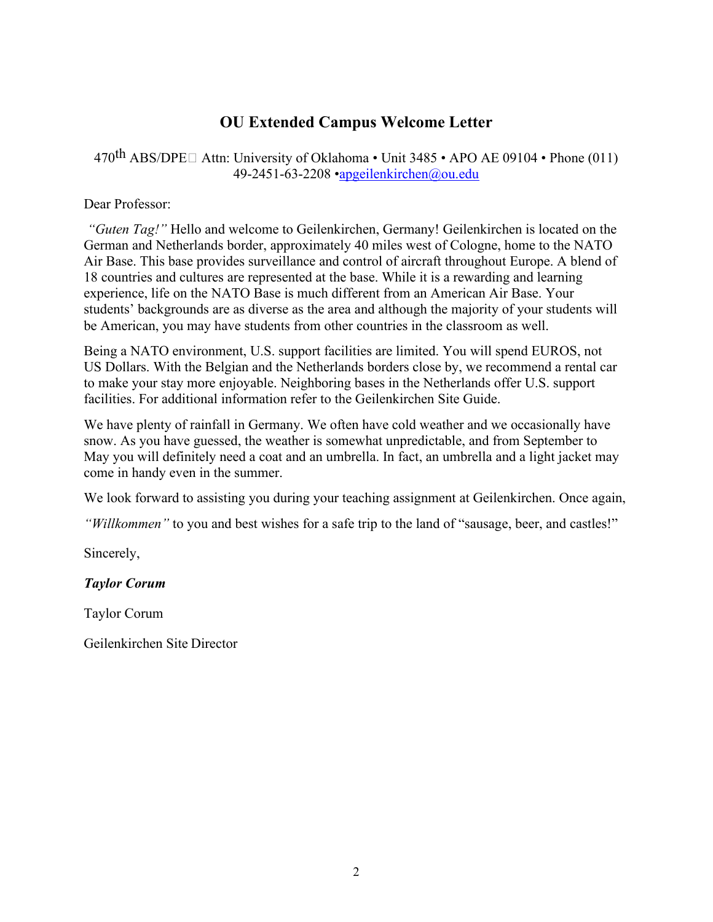## OU Extended Campus Welcome Letter

470th ABS/DPE Attn: University of Oklahoma • Unit 3485 • APO AE 09104 • Phone (011) 49-2451-63-2208 •apgeilenkirchen@ou.edu

Dear Professor:

*"Guten Tag!"* Hello and welcome to Geilenkirchen, Germany! Geilenkirchen is located on the German and Netherlands border, approximately 40 miles west of Cologne, home to the NATO Air Base. This base provides surveillance and control of aircraft throughout Europe. A blend of 18 countries and cultures are represented at the base. While it is a rewarding and learning experience, life on the NATO Base is much different from an American Air Base. Your students' backgrounds are as diverse as the area and although the majority of your students will be American, you may have students from other countries in the classroom as well.

Being a NATO environment, U.S. support facilities are limited. You will spend EUROS, not US Dollars. With the Belgian and the Netherlands borders close by, we recommend a rental car to make your stay more enjoyable. Neighboring bases in the Netherlands offer U.S. support facilities. For additional information refer to the Geilenkirchen Site Guide.

We have plenty of rainfall in Germany. We often have cold weather and we occasionally have snow. As you have guessed, the weather is somewhat unpredictable, and from September to May you will definitely need a coat and an umbrella. In fact, an umbrella and a light jacket may come in handy even in the summer.

We look forward to assisting you during your teaching assignment at Geilenkirchen. Once again,

*"Willkommen"* to you and best wishes for a safe trip to the land of "sausage, beer, and castles!"

Sincerely,

***Taylor Corum***

Taylor Corum

Geilenkirchen Site Director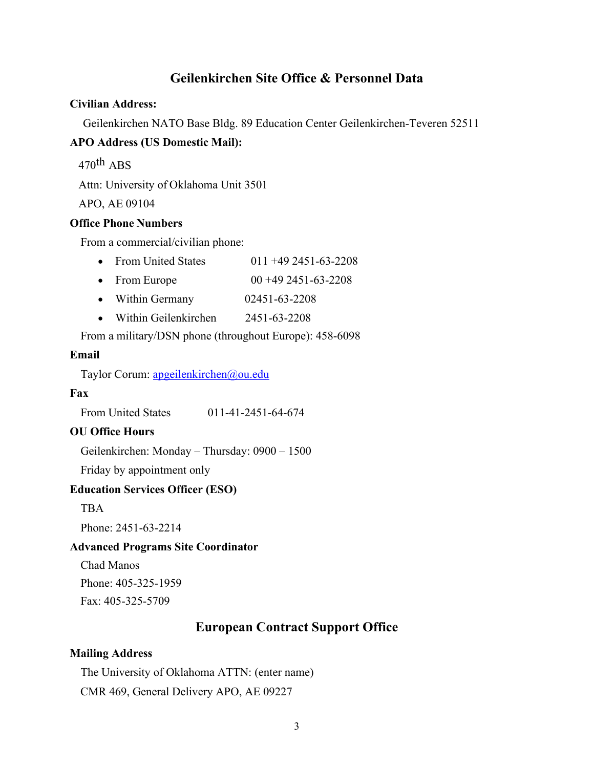## Geilenkirchen Site Office & Personnel Data

**Civilian Address:**

Geilenkirchen NATO Base Bldg. 89 Education Center Geilenkirchen-Teveren 52511

**APO Address (US Domestic Mail):**

470th ABS

Attn: University of Oklahoma Unit 3501

APO, AE 09104

**Office Phone Numbers**

From a commercial/civilian phone:

- From United States 011 +49 2451-63-2208
- From Europe 00 +49 2451-63-2208
- Within Germany 02451-63-2208
- Within Geilenkirchen 2451-63-2208

From a military/DSN phone (throughout Europe): 458-6098

**Email**

Taylor Corum: apgeilenkirchen@ou.edu

**Fax**

From United States 011-41-2451-64-674

**OU Office Hours**

Geilenkirchen: Monday – Thursday: 0900 – 1500

Friday by appointment only

**Education Services Officer (ESO)**

TBA

Phone: 2451-63-2214

**Advanced Programs Site Coordinator**

Chad Manos

Phone: 405-325-1959

Fax: 405-325-5709

## European Contract Support Office

**Mailing Address**

The University of Oklahoma ATTN: (enter name)

CMR 469, General Delivery APO, AE 09227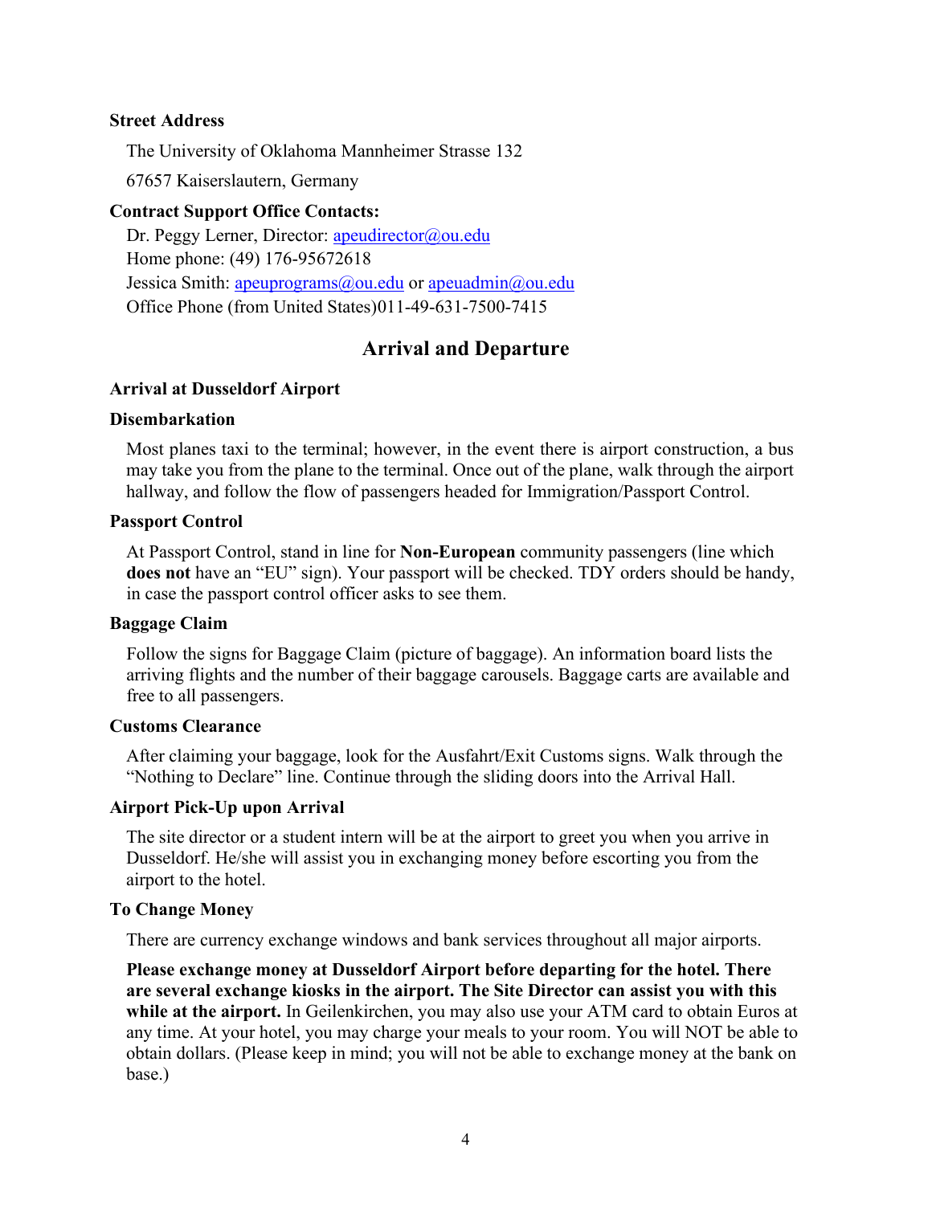**Street Address**

The University of Oklahoma Mannheimer Strasse 132

67657 Kaiserslautern, Germany

**Contract Support Office Contacts:**

Dr. Peggy Lerner, Director: apeudirector@ou.edu
Home phone: (49) 176-95672618
Jessica Smith: apeuprograms@ou.edu or apeuadmin@ou.edu
Office Phone (from United States)011-49-631-7500-7415

## Arrival and Departure

### Arrival at Dusseldorf Airport

#### Disembarkation

Most planes taxi to the terminal; however, in the event there is airport construction, a bus may take you from the plane to the terminal. Once out of the plane, walk through the airport hallway, and follow the flow of passengers headed for Immigration/Passport Control.

#### Passport Control

At Passport Control, stand in line for **Non-European** community passengers (line which **does not** have an "EU" sign). Your passport will be checked. TDY orders should be handy, in case the passport control officer asks to see them.

#### Baggage Claim

Follow the signs for Baggage Claim (picture of baggage). An information board lists the arriving flights and the number of their baggage carousels. Baggage carts are available and free to all passengers.

#### Customs Clearance

After claiming your baggage, look for the Ausfahrt/Exit Customs signs. Walk through the "Nothing to Declare" line. Continue through the sliding doors into the Arrival Hall.

#### Airport Pick-Up upon Arrival

The site director or a student intern will be at the airport to greet you when you arrive in Dusseldorf. He/she will assist you in exchanging money before escorting you from the airport to the hotel.

#### To Change Money

There are currency exchange windows and bank services throughout all major airports.

**Please exchange money at Dusseldorf Airport before departing for the hotel. There are several exchange kiosks in the airport. The Site Director can assist you with this while at the airport.** In Geilenkirchen, you may also use your ATM card to obtain Euros at any time. At your hotel, you may charge your meals to your room. You will NOT be able to obtain dollars. (Please keep in mind; you will not be able to exchange money at the bank on base.)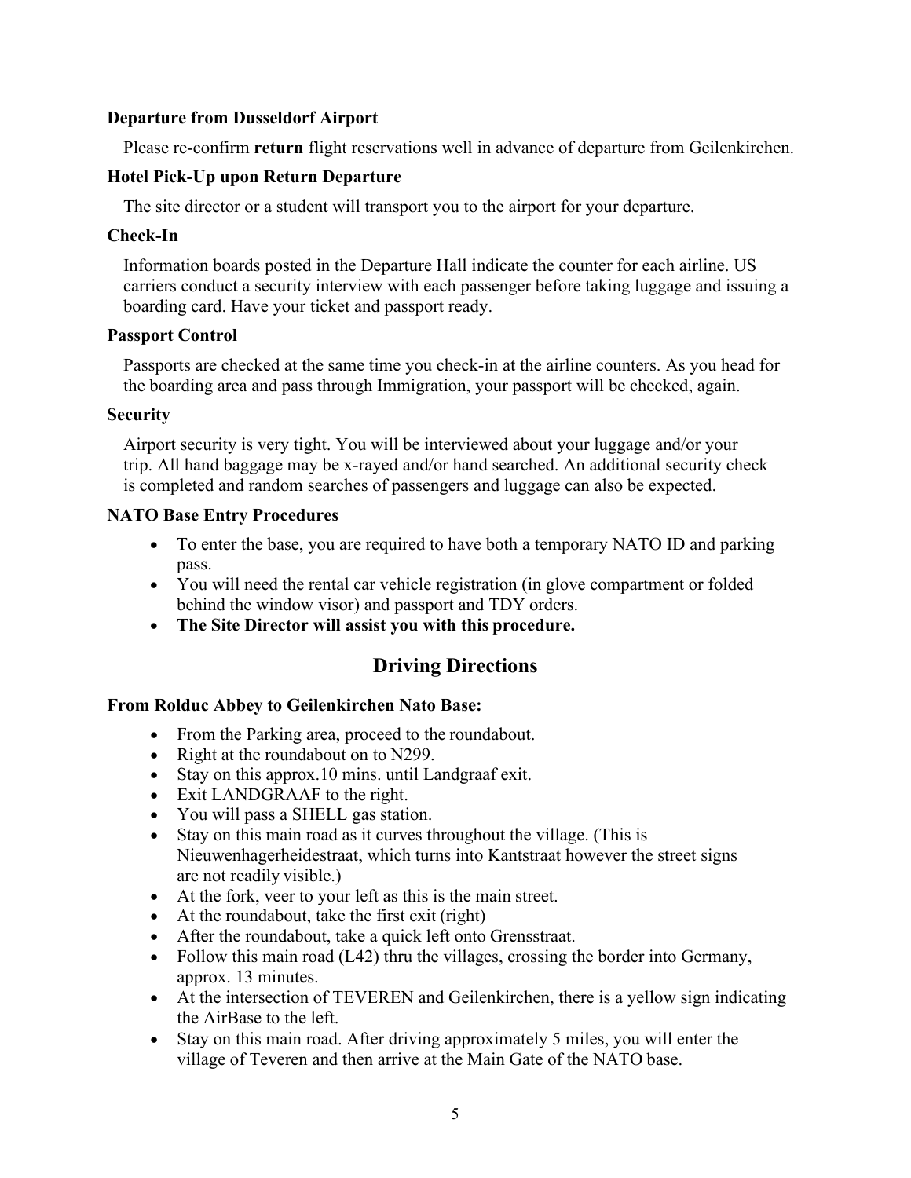**Departure from Dusseldorf Airport**

Please re-confirm **return** flight reservations well in advance of departure from Geilenkirchen.

**Hotel Pick-Up upon Return Departure**

The site director or a student will transport you to the airport for your departure.

**Check-In**

Information boards posted in the Departure Hall indicate the counter for each airline. US carriers conduct a security interview with each passenger before taking luggage and issuing a boarding card. Have your ticket and passport ready.

**Passport Control**

Passports are checked at the same time you check-in at the airline counters. As you head for the boarding area and pass through Immigration, your passport will be checked, again.

**Security**

Airport security is very tight. You will be interviewed about your luggage and/or your trip. All hand baggage may be x-rayed and/or hand searched. An additional security check is completed and random searches of passengers and luggage can also be expected.

**NATO Base Entry Procedures**

- To enter the base, you are required to have both a temporary NATO ID and parking pass.
- You will need the rental car vehicle registration (in glove compartment or folded behind the window visor) and passport and TDY orders.
- **The Site Director will assist you with this procedure.**

## Driving Directions

**From Rolduc Abbey to Geilenkirchen Nato Base:**

- From the Parking area, proceed to the roundabout.
- Right at the roundabout on to N299.
- Stay on this approx.10 mins. until Landgraaf exit.
- Exit LANDGRAAF to the right.
- You will pass a SHELL gas station.
- Stay on this main road as it curves throughout the village. (This is Nieuwenhagerheidestraat, which turns into Kantstraat however the street signs are not readily visible.)
- At the fork, veer to your left as this is the main street.
- At the roundabout, take the first exit (right)
- After the roundabout, take a quick left onto Grensstraat.
- Follow this main road (L42) thru the villages, crossing the border into Germany, approx. 13 minutes.
- At the intersection of TEVEREN and Geilenkirchen, there is a yellow sign indicating the AirBase to the left.
- Stay on this main road. After driving approximately 5 miles, you will enter the village of Teveren and then arrive at the Main Gate of the NATO base.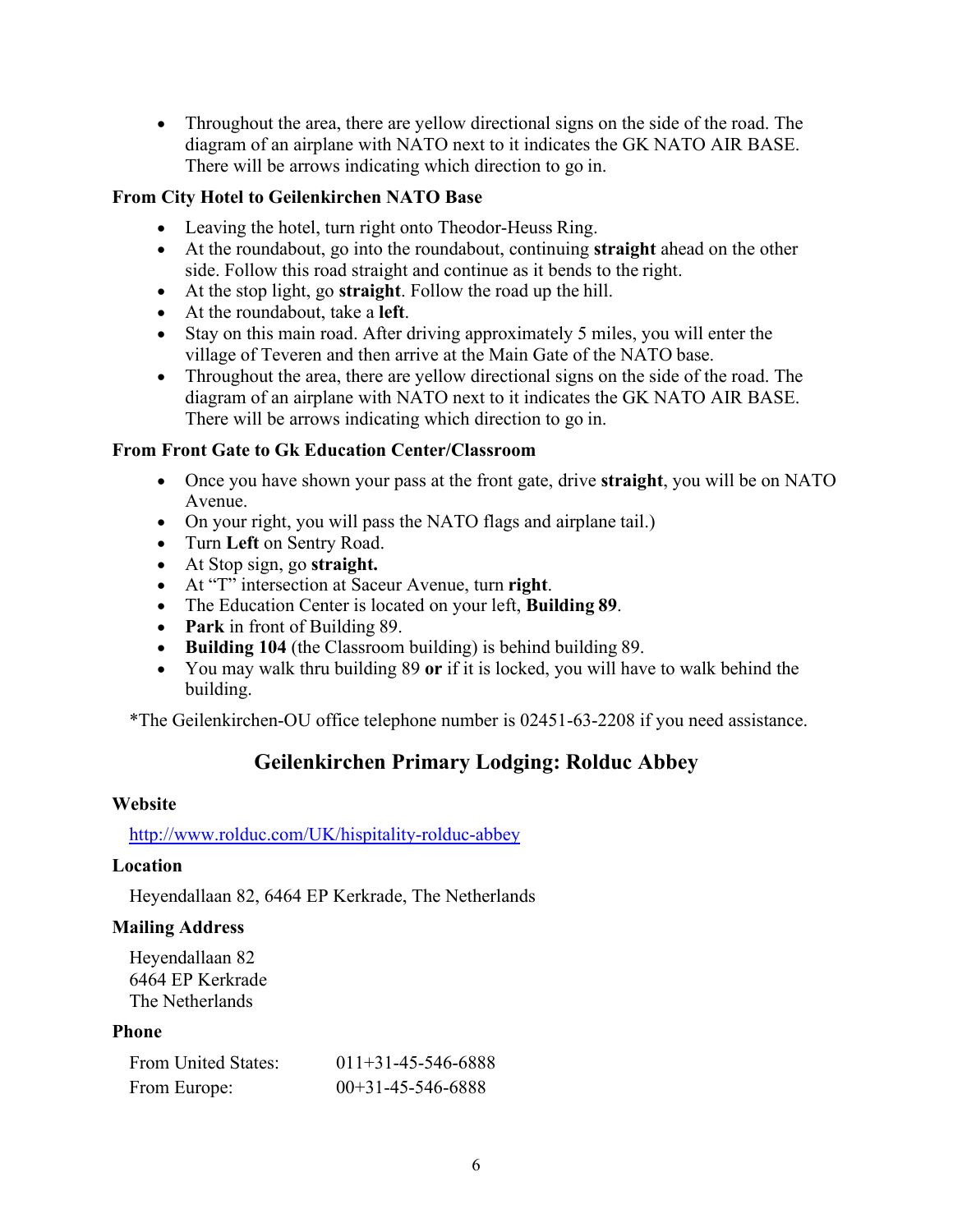- Throughout the area, there are yellow directional signs on the side of the road. The diagram of an airplane with NATO next to it indicates the GK NATO AIR BASE. There will be arrows indicating which direction to go in.

**From City Hotel to Geilenkirchen NATO Base**

- Leaving the hotel, turn right onto Theodor-Heuss Ring.
- At the roundabout, go into the roundabout, continuing **straight** ahead on the other side. Follow this road straight and continue as it bends to the right.
- At the stop light, go **straight**. Follow the road up the hill.
- At the roundabout, take a **left**.
- Stay on this main road. After driving approximately 5 miles, you will enter the village of Teveren and then arrive at the Main Gate of the NATO base.
- Throughout the area, there are yellow directional signs on the side of the road. The diagram of an airplane with NATO next to it indicates the GK NATO AIR BASE. There will be arrows indicating which direction to go in.

**From Front Gate to Gk Education Center/Classroom**

- Once you have shown your pass at the front gate, drive **straight**, you will be on NATO Avenue.
- On your right, you will pass the NATO flags and airplane tail.)
- Turn **Left** on Sentry Road.
- At Stop sign, go **straight.**
- At "T" intersection at Saceur Avenue, turn **right**.
- The Education Center is located on your left, **Building 89**.
- **Park** in front of Building 89.
- **Building 104** (the Classroom building) is behind building 89.
- You may walk thru building 89 **or** if it is locked, you will have to walk behind the building.

*The Geilenkirchen-OU office telephone number is 02451-63-2208 if you need assistance.

## Geilenkirchen Primary Lodging: Rolduc Abbey

**Website**

http://www.rolduc.com/UK/hispitality-rolduc-abbey

**Location**

Heyendallaan 82, 6464 EP Kerkrade, The Netherlands

**Mailing Address**

Heyendallaan 82
6464 EP Kerkrade
The Netherlands

**Phone**

| From United States: | 011+31-45-546-6888 |
| --- | --- |
| From Europe: | 00+31-45-546-6888 |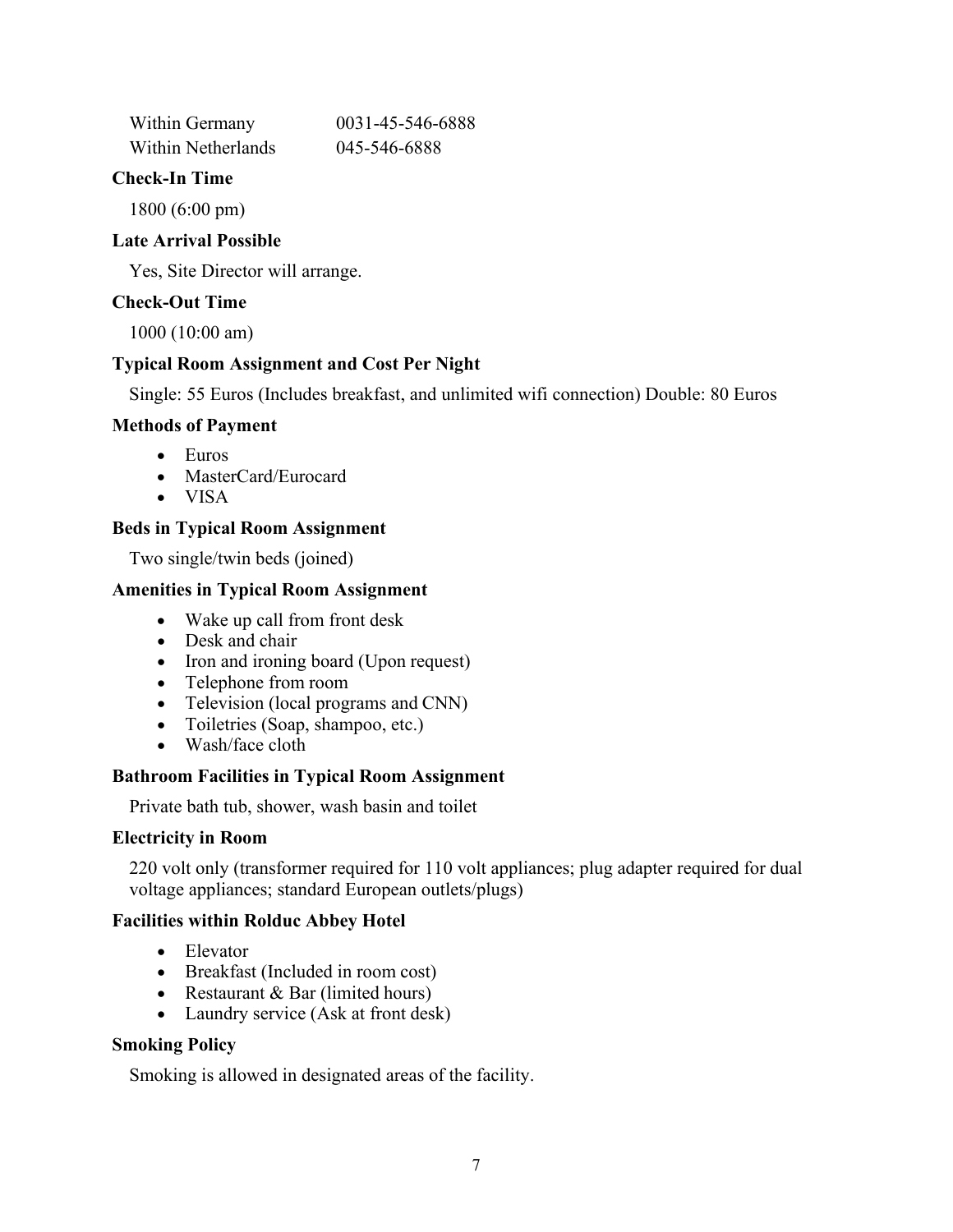| | |
|---|---|
| Within Germany | 0031-45-546-6888 |
| Within Netherlands | 045-546-6888 |

**Check-In Time**

1800 (6:00 pm)

**Late Arrival Possible**

Yes, Site Director will arrange.

**Check-Out Time**

1000 (10:00 am)

**Typical Room Assignment and Cost Per Night**

Single: 55 Euros (Includes breakfast, and unlimited wifi connection) Double: 80 Euros

**Methods of Payment**

- Euros
- MasterCard/Eurocard
- VISA

**Beds in Typical Room Assignment**

Two single/twin beds (joined)

**Amenities in Typical Room Assignment**

- Wake up call from front desk
- Desk and chair
- Iron and ironing board (Upon request)
- Telephone from room
- Television (local programs and CNN)
- Toiletries (Soap, shampoo, etc.)
- Wash/face cloth

**Bathroom Facilities in Typical Room Assignment**

Private bath tub, shower, wash basin and toilet

**Electricity in Room**

220 volt only (transformer required for 110 volt appliances; plug adapter required for dual voltage appliances; standard European outlets/plugs)

**Facilities within Rolduc Abbey Hotel**

- Elevator
- Breakfast (Included in room cost)
- Restaurant & Bar (limited hours)
- Laundry service (Ask at front desk)

**Smoking Policy**

Smoking is allowed in designated areas of the facility.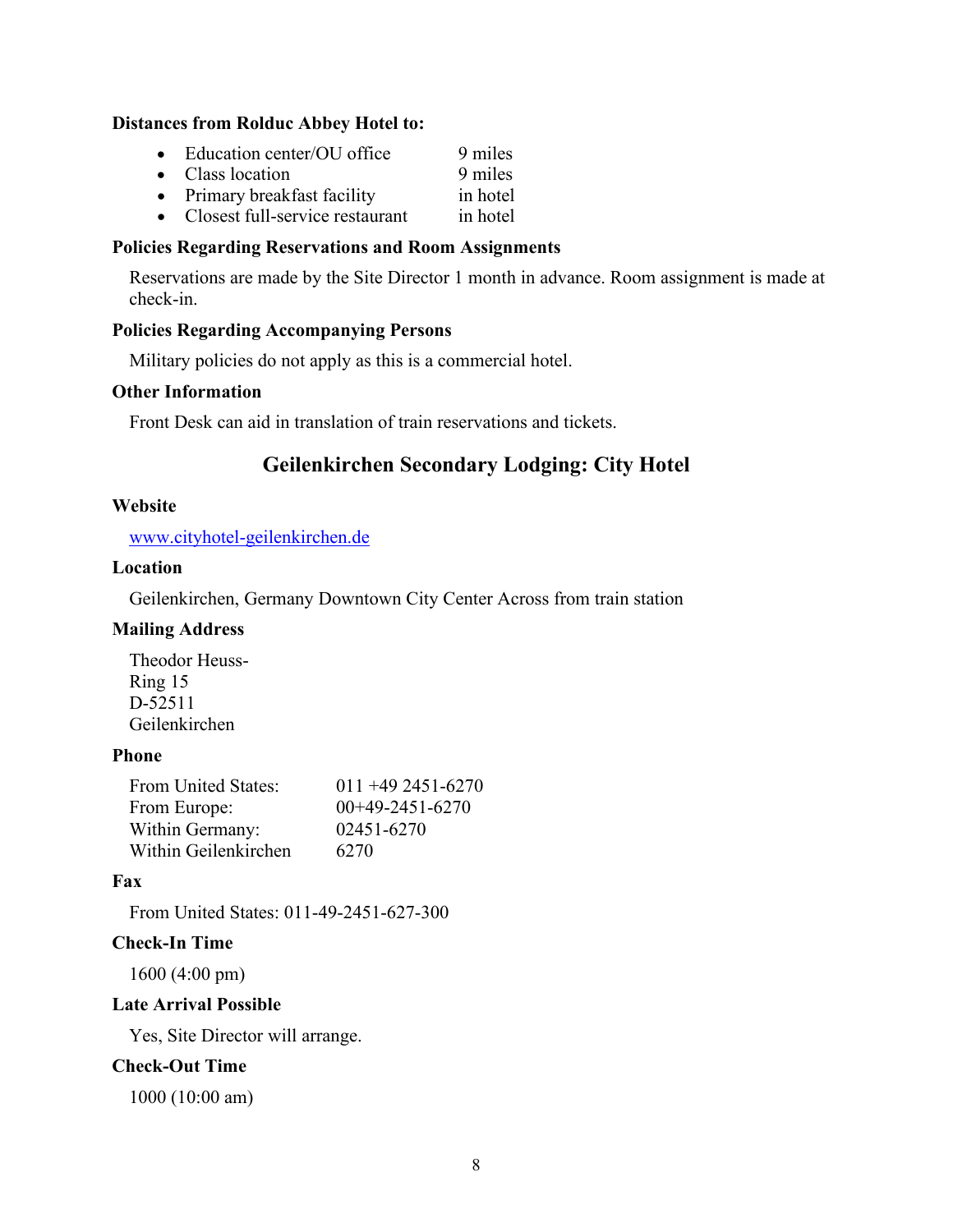**Distances from Rolduc Abbey Hotel to:**

- Education center/OU office 9 miles
- Class location 9 miles
- Primary breakfast facility in hotel
- Closest full-service restaurant in hotel

**Policies Regarding Reservations and Room Assignments**

Reservations are made by the Site Director 1 month in advance. Room assignment is made at check-in.

**Policies Regarding Accompanying Persons**

Military policies do not apply as this is a commercial hotel.

**Other Information**

Front Desk can aid in translation of train reservations and tickets.

## Geilenkirchen Secondary Lodging: City Hotel

**Website**

www.cityhotel-geilenkirchen.de

**Location**

Geilenkirchen, Germany Downtown City Center Across from train station

**Mailing Address**

Theodor Heuss-
Ring 15
D-52511
Geilenkirchen

**Phone**

| | |
|---|---|
| From United States: | 011 +49 2451-6270 |
| From Europe: | 00+49-2451-6270 |
| Within Germany: | 02451-6270 |
| Within Geilenkirchen | 6270 |

**Fax**

From United States: 011-49-2451-627-300

**Check-In Time**

1600 (4:00 pm)

**Late Arrival Possible**

Yes, Site Director will arrange.

**Check-Out Time**

1000 (10:00 am)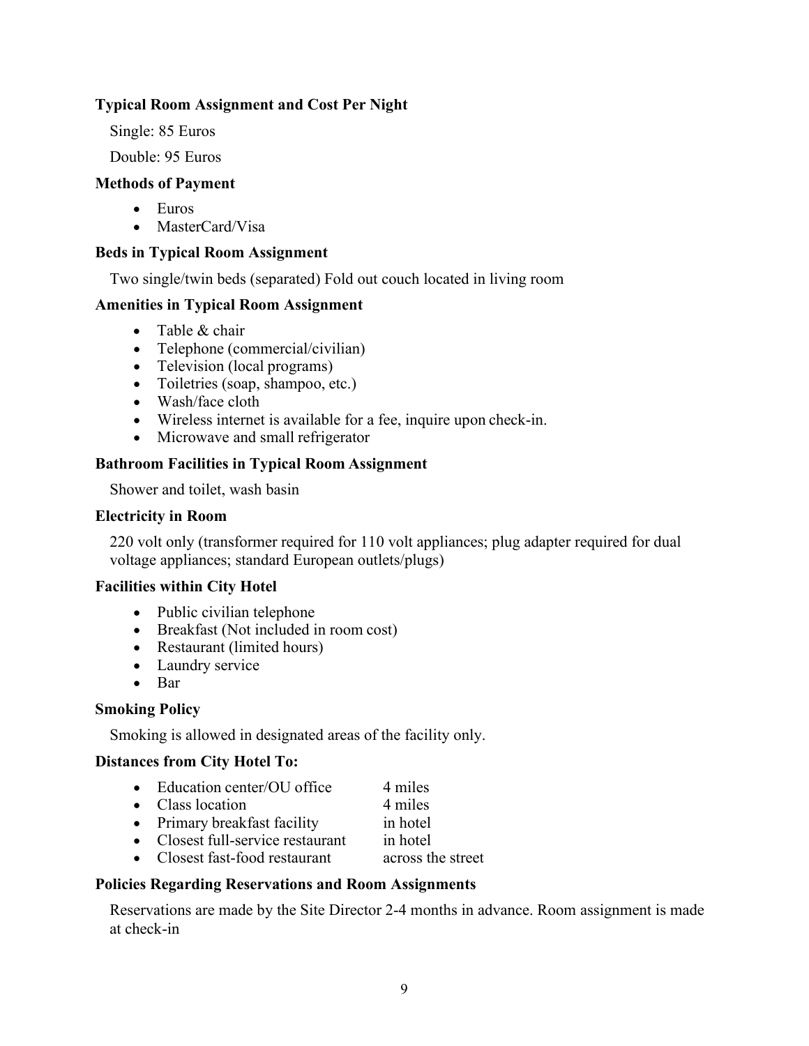**Typical Room Assignment and Cost Per Night**

Single: 85 Euros

Double: 95 Euros

**Methods of Payment**

- Euros
- MasterCard/Visa

**Beds in Typical Room Assignment**

Two single/twin beds (separated) Fold out couch located in living room

**Amenities in Typical Room Assignment**

- Table & chair
- Telephone (commercial/civilian)
- Television (local programs)
- Toiletries (soap, shampoo, etc.)
- Wash/face cloth
- Wireless internet is available for a fee, inquire upon check-in.
- Microwave and small refrigerator

**Bathroom Facilities in Typical Room Assignment**

Shower and toilet, wash basin

**Electricity in Room**

220 volt only (transformer required for 110 volt appliances; plug adapter required for dual voltage appliances; standard European outlets/plugs)

**Facilities within City Hotel**

- Public civilian telephone
- Breakfast (Not included in room cost)
- Restaurant (limited hours)
- Laundry service
- Bar

**Smoking Policy**

Smoking is allowed in designated areas of the facility only.

**Distances from City Hotel To:**

- Education center/OU office 4 miles
- Class location 4 miles
- Primary breakfast facility in hotel
- Closest full-service restaurant in hotel
- Closest fast-food restaurant across the street

**Policies Regarding Reservations and Room Assignments**

Reservations are made by the Site Director 2-4 months in advance. Room assignment is made at check-in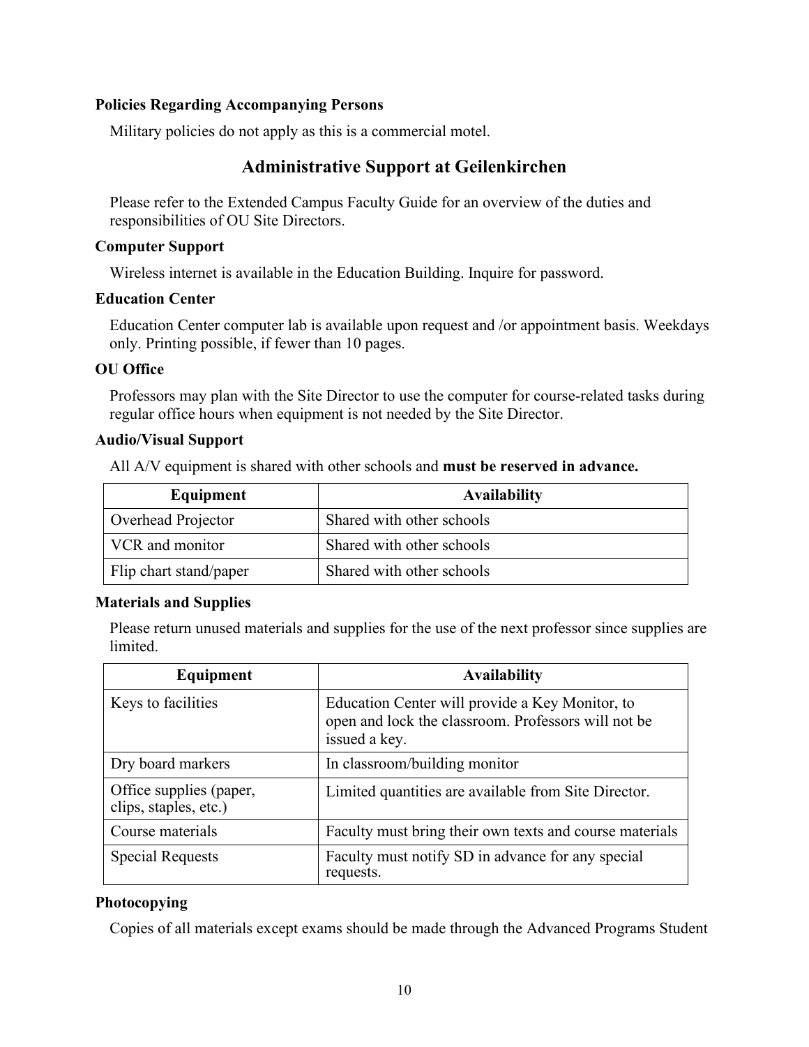### Policies Regarding Accompanying Persons

Military policies do not apply as this is a commercial motel.

## Administrative Support at Geilenkirchen

Please refer to the Extended Campus Faculty Guide for an overview of the duties and responsibilities of OU Site Directors.

### Computer Support

Wireless internet is available in the Education Building. Inquire for password.

### Education Center

Education Center computer lab is available upon request and /or appointment basis. Weekdays only. Printing possible, if fewer than 10 pages.

### OU Office

Professors may plan with the Site Director to use the computer for course-related tasks during regular office hours when equipment is not needed by the Site Director.

### Audio/Visual Support

All A/V equipment is shared with other schools and **must be reserved in advance.**

| Equipment | Availability |
|---|---|
| Overhead Projector | Shared with other schools |
| VCR and monitor | Shared with other schools |
| Flip chart stand/paper | Shared with other schools |

### Materials and Supplies

Please return unused materials and supplies for the use of the next professor since supplies are limited.

| Equipment | Availability |
|---|---|
| Keys to facilities | Education Center will provide a Key Monitor, to open and lock the classroom. Professors will not be issued a key. |
| Dry board markers | In classroom/building monitor |
| Office supplies (paper, clips, staples, etc.) | Limited quantities are available from Site Director. |
| Course materials | Faculty must bring their own texts and course materials |
| Special Requests | Faculty must notify SD in advance for any special requests. |

### Photocopying

Copies of all materials except exams should be made through the Advanced Programs Student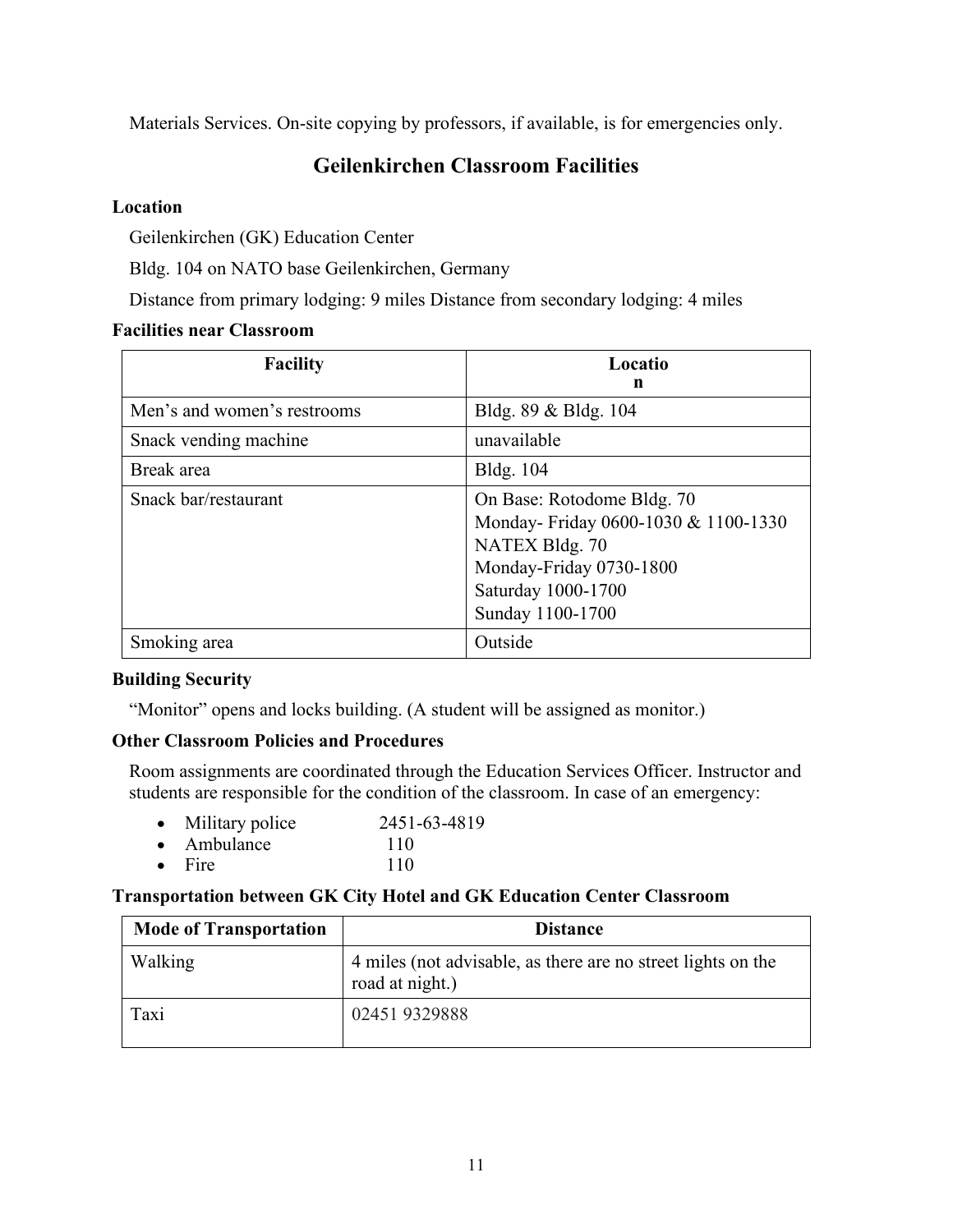Materials Services. On-site copying by professors, if available, is for emergencies only.

## Geilenkirchen Classroom Facilities

### Location

Geilenkirchen (GK) Education Center

Bldg. 104 on NATO base Geilenkirchen, Germany

Distance from primary lodging: 9 miles Distance from secondary lodging: 4 miles

### Facilities near Classroom

| Facility | Location |
|---|---|
| Men's and women's restrooms | Bldg. 89 & Bldg. 104 |
| Snack vending machine | unavailable |
| Break area | Bldg. 104 |
| Snack bar/restaurant | On Base: Rotodome Bldg. 70<br>Monday- Friday 0600-1030 & 1100-1330<br>NATEX Bldg. 70<br>Monday-Friday 0730-1800<br>Saturday 1000-1700<br>Sunday 1100-1700 |
| Smoking area | Outside |

### Building Security

"Monitor" opens and locks building. (A student will be assigned as monitor.)

### Other Classroom Policies and Procedures

Room assignments are coordinated through the Education Services Officer. Instructor and students are responsible for the condition of the classroom. In case of an emergency:

- Military police 2451-63-4819
- Ambulance 110
- Fire 110

### Transportation between GK City Hotel and GK Education Center Classroom

| Mode of Transportation | Distance |
|---|---|
| Walking | 4 miles (not advisable, as there are no street lights on the road at night.) |
| Taxi | 02451 9329888 |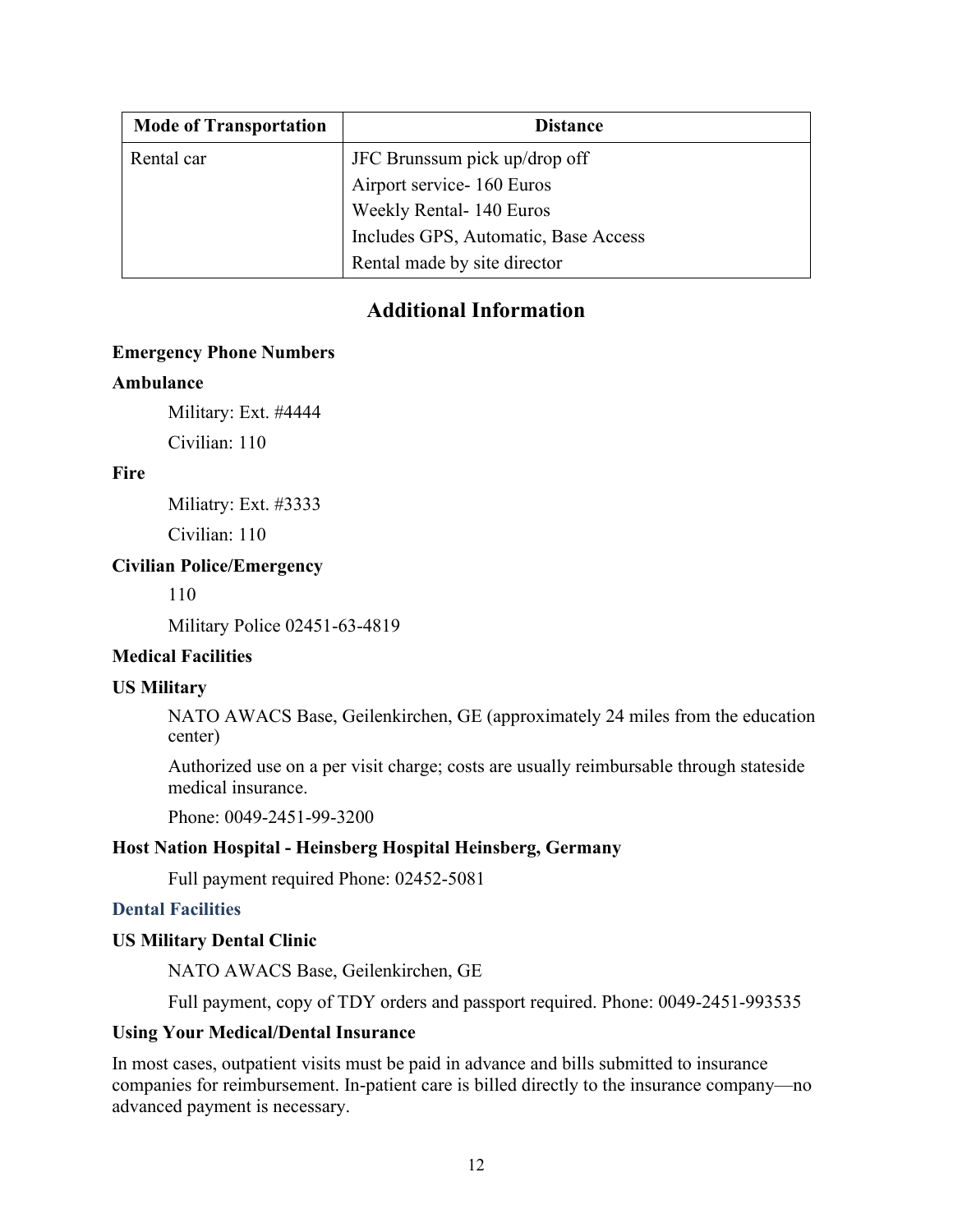| Mode of Transportation | Distance |
|---|---|
| Rental car | JFC Brunssum pick up/drop off<br>Airport service- 160 Euros<br>Weekly Rental- 140 Euros<br>Includes GPS, Automatic, Base Access<br>Rental made by site director |

## Additional Information

**Emergency Phone Numbers**

**Ambulance**

Military: Ext. #4444

Civilian: 110

**Fire**

Miliatry: Ext. #3333

Civilian: 110

**Civilian Police/Emergency**

110

Military Police 02451-63-4819

**Medical Facilities**

**US Military**

NATO AWACS Base, Geilenkirchen, GE (approximately 24 miles from the education center)

Authorized use on a per visit charge; costs are usually reimbursable through stateside medical insurance.

Phone: 0049-2451-99-3200

**Host Nation Hospital - Heinsberg Hospital Heinsberg, Germany**

Full payment required Phone: 02452-5081

**Dental Facilities**

**US Military Dental Clinic**

NATO AWACS Base, Geilenkirchen, GE

Full payment, copy of TDY orders and passport required. Phone: 0049-2451-993535

**Using Your Medical/Dental Insurance**

In most cases, outpatient visits must be paid in advance and bills submitted to insurance companies for reimbursement. In-patient care is billed directly to the insurance company—no advanced payment is necessary.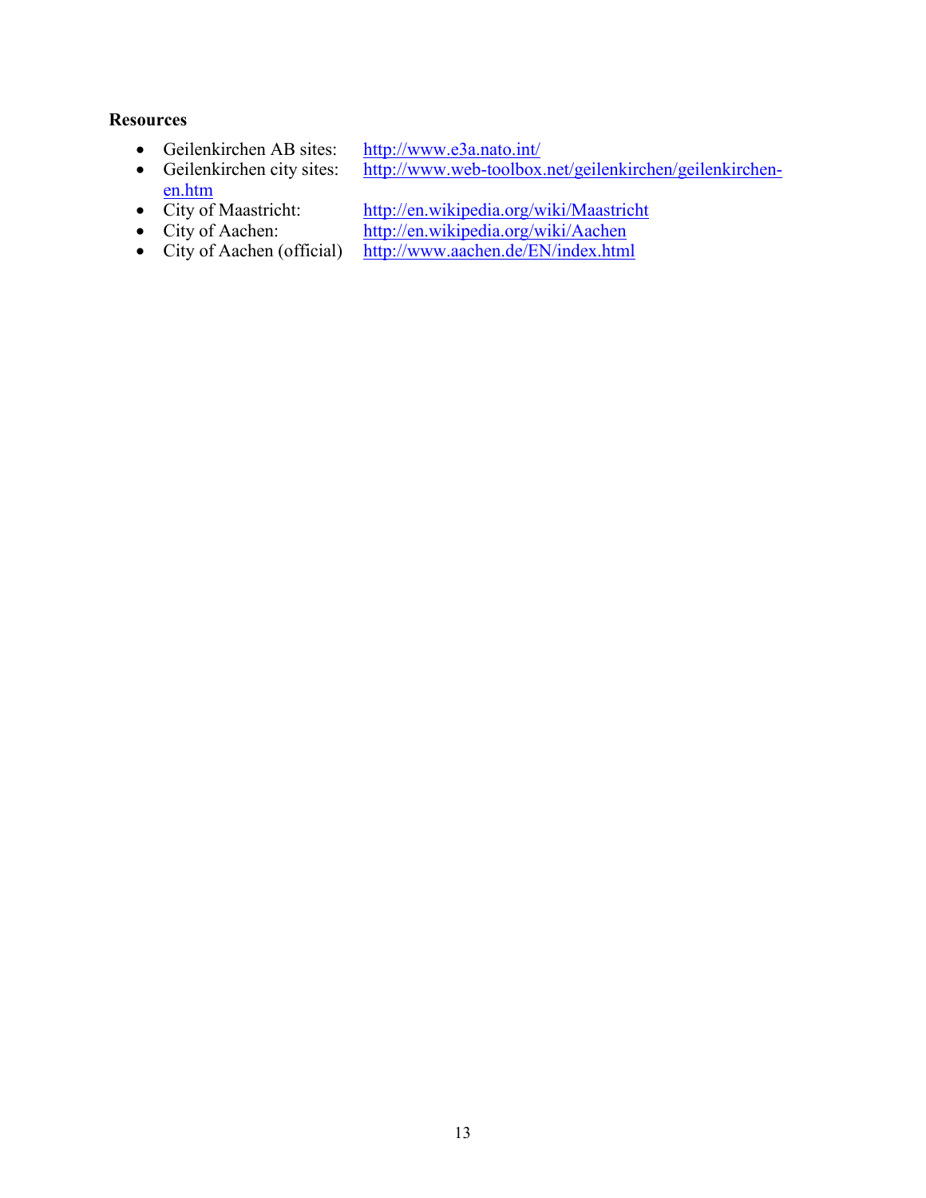**Resources**

- Geilenkirchen AB sites: http://www.e3a.nato.int/
- Geilenkirchen city sites: http://www.web-toolbox.net/geilenkirchen/geilenkirchen-en.htm
- City of Maastricht: http://en.wikipedia.org/wiki/Maastricht
- City of Aachen: http://en.wikipedia.org/wiki/Aachen
- City of Aachen (official) http://www.aachen.de/EN/index.html